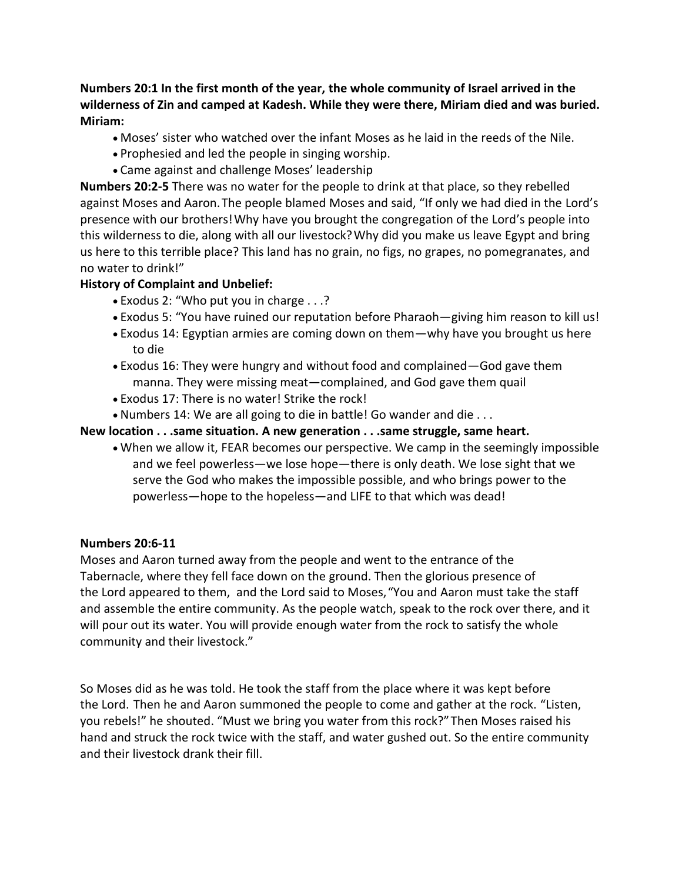**Numbers 20:1 In the first month of the year, the whole community of Israel arrived in the wilderness of Zin and camped at Kadesh. While they were there, Miriam died and was buried.**
**Miriam:**

- Moses' sister who watched over the infant Moses as he laid in the reeds of the Nile.
- Prophesied and led the people in singing worship.
- Came against and challenge Moses' leadership

**Numbers 20:2-5** There was no water for the people to drink at that place, so they rebelled against Moses and Aaron. The people blamed Moses and said, "If only we had died in the Lord's presence with our brothers! Why have you brought the congregation of the Lord's people into this wilderness to die, along with all our livestock? Why did you make us leave Egypt and bring us here to this terrible place? This land has no grain, no figs, no grapes, no pomegranates, and no water to drink!"

**History of Complaint and Unbelief:**

- Exodus 2: "Who put you in charge . . .?
- Exodus 5: "You have ruined our reputation before Pharaoh—giving him reason to kill us!
- Exodus 14: Egyptian armies are coming down on them—why have you brought us here to die
- Exodus 16: They were hungry and without food and complained—God gave them manna. They were missing meat—complained, and God gave them quail
- Exodus 17: There is no water! Strike the rock!
- Numbers 14: We are all going to die in battle! Go wander and die . . .

**New location . . .same situation. A new generation . . .same struggle, same heart.**

- When we allow it, FEAR becomes our perspective. We camp in the seemingly impossible and we feel powerless—we lose hope—there is only death. We lose sight that we serve the God who makes the impossible possible, and who brings power to the powerless—hope to the hopeless—and LIFE to that which was dead!

**Numbers 20:6-11**
Moses and Aaron turned away from the people and went to the entrance of the Tabernacle, where they fell face down on the ground. Then the glorious presence of the Lord appeared to them, and the Lord said to Moses, "You and Aaron must take the staff and assemble the entire community. As the people watch, speak to the rock over there, and it will pour out its water. You will provide enough water from the rock to satisfy the whole community and their livestock."

So Moses did as he was told. He took the staff from the place where it was kept before the Lord. Then he and Aaron summoned the people to come and gather at the rock. "Listen, you rebels!" he shouted. "Must we bring you water from this rock?" Then Moses raised his hand and struck the rock twice with the staff, and water gushed out. So the entire community and their livestock drank their fill.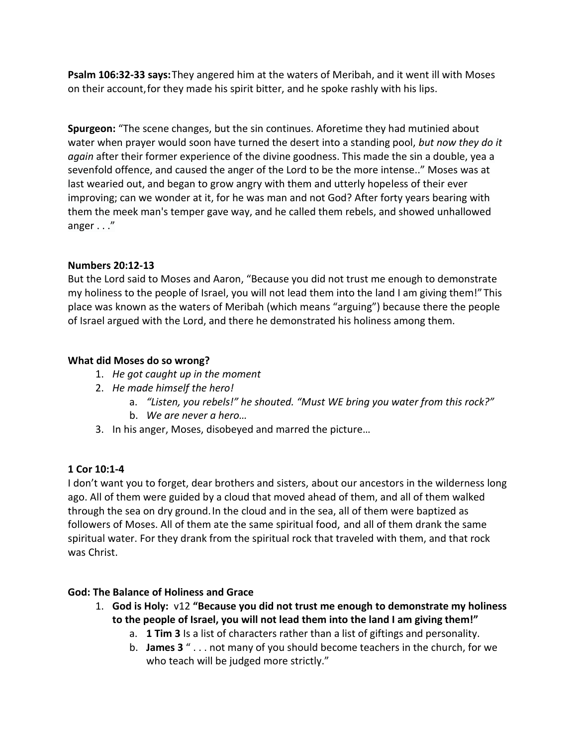**Psalm 106:32-33 says:** They angered him at the waters of Meribah, and it went ill with Moses on their account, for they made his spirit bitter, and he spoke rashly with his lips.

**Spurgeon:** "The scene changes, but the sin continues. Aforetime they had mutinied about water when prayer would soon have turned the desert into a standing pool, *but now they do it again* after their former experience of the divine goodness. This made the sin a double, yea a sevenfold offence, and caused the anger of the Lord to be the more intense.." Moses was at last wearied out, and began to grow angry with them and utterly hopeless of their ever improving; can we wonder at it, for he was man and not God? After forty years bearing with them the meek man's temper gave way, and he called them rebels, and showed unhallowed anger . . ."

**Numbers 20:12-13**
But the Lord said to Moses and Aaron, "Because you did not trust me enough to demonstrate my holiness to the people of Israel, you will not lead them into the land I am giving them!" This place was known as the waters of Meribah (which means "arguing") because there the people of Israel argued with the Lord, and there he demonstrated his holiness among them.

**What did Moses do so wrong?**

1. *He got caught up in the moment*
2. *He made himself the hero!*
    a. *"Listen, you rebels!" he shouted. "Must WE bring you water from this rock?"*
    b. *We are never a hero…*
3. In his anger, Moses, disobeyed and marred the picture…

**1 Cor 10:1-4**
I don't want you to forget, dear brothers and sisters, about our ancestors in the wilderness long ago. All of them were guided by a cloud that moved ahead of them, and all of them walked through the sea on dry ground. In the cloud and in the sea, all of them were baptized as followers of Moses. All of them ate the same spiritual food, and all of them drank the same spiritual water. For they drank from the spiritual rock that traveled with them, and that rock was Christ.

**God: The Balance of Holiness and Grace**

1. **God is Holy:** v12 **"Because you did not trust me enough to demonstrate my holiness to the people of Israel, you will not lead them into the land I am giving them!"**
    a. **1 Tim 3** Is a list of characters rather than a list of giftings and personality.
    b. **James 3** " . . . not many of you should become teachers in the church, for we who teach will be judged more strictly."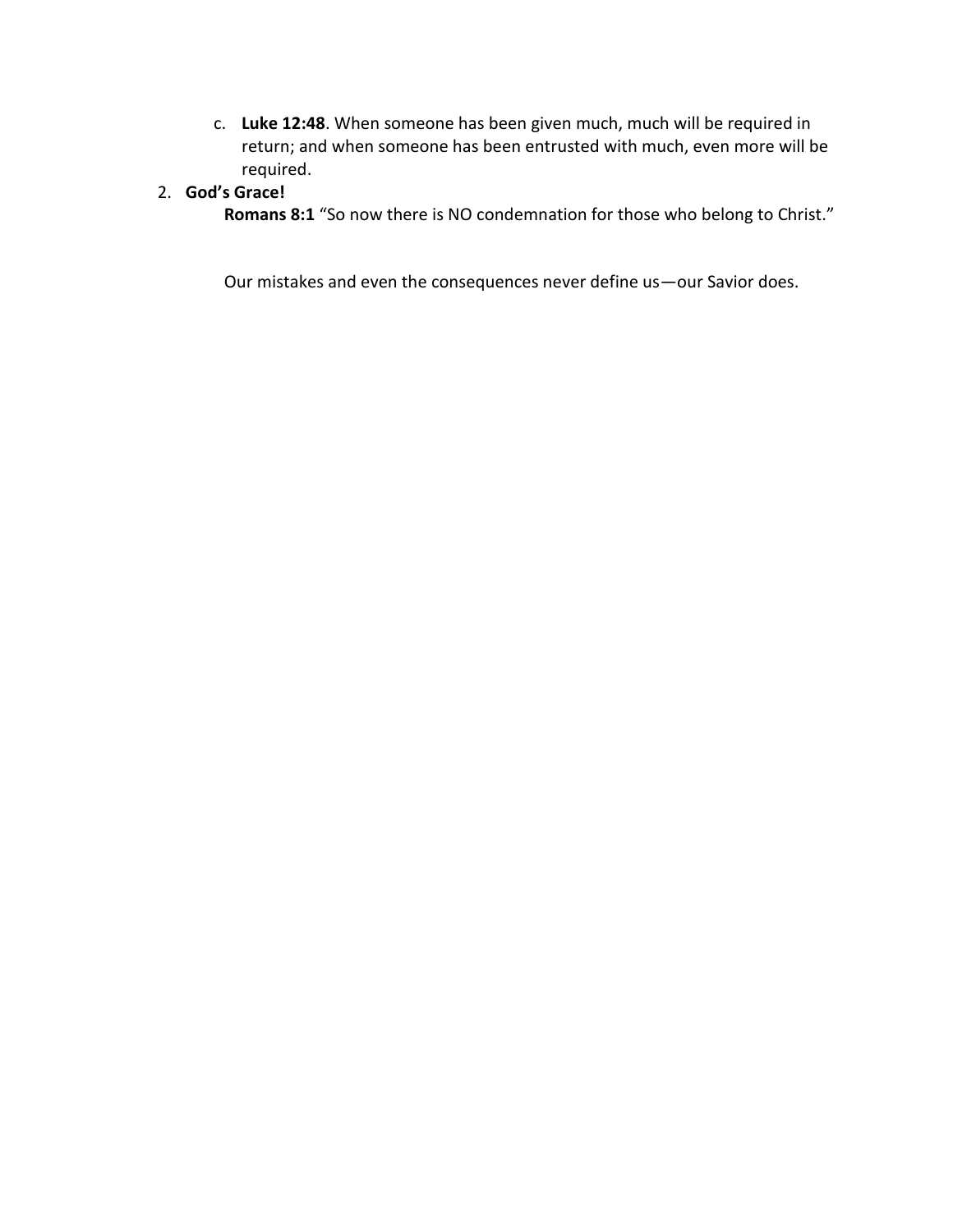c. **Luke 12:48**. When someone has been given much, much will be required in return; and when someone has been entrusted with much, even more will be required.

2. **God's Grace!**

   **Romans 8:1** "So now there is NO condemnation for those who belong to Christ."

   Our mistakes and even the consequences never define us—our Savior does.